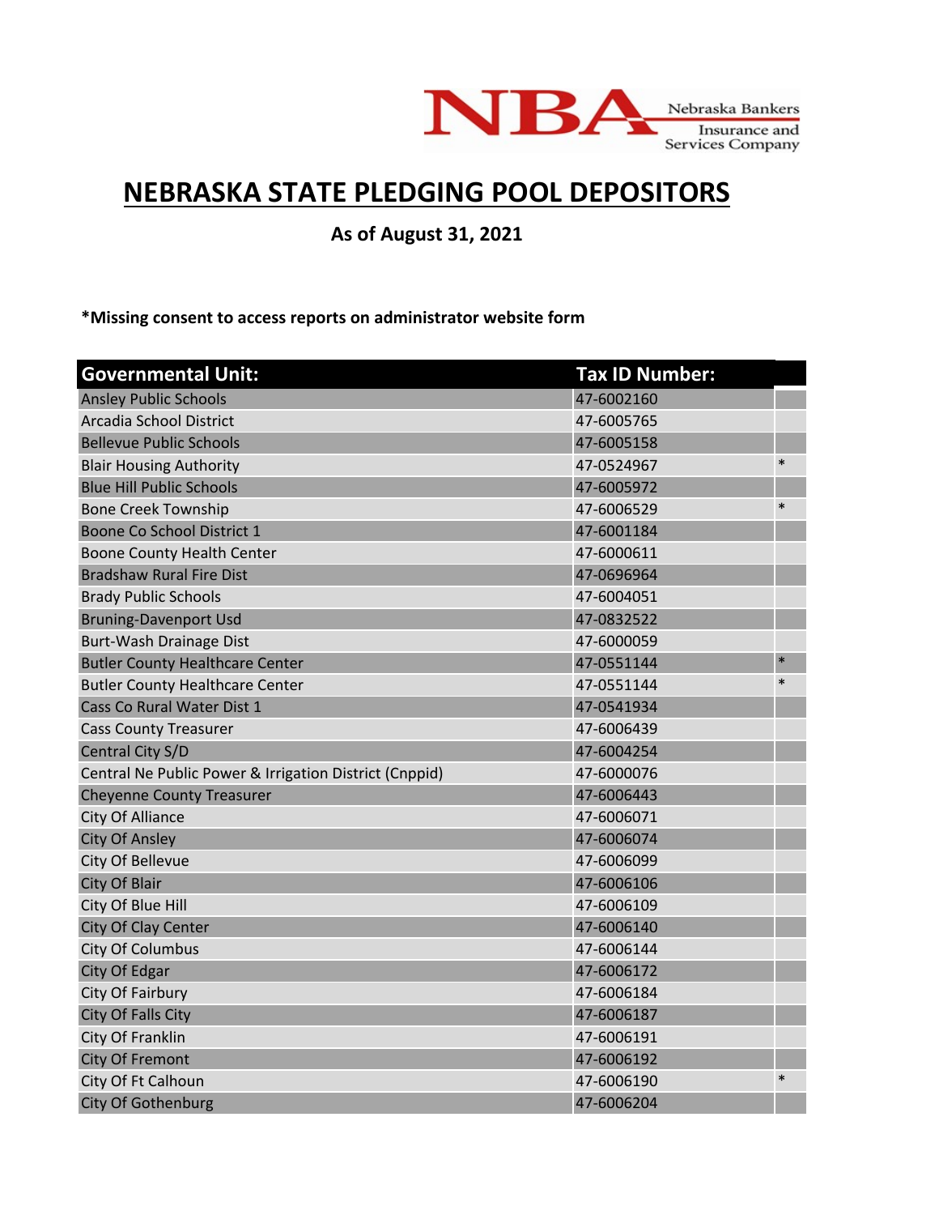Nebraska Bankers Insurance and Services Company

# NEBRASKA STATE PLEDGING POOL DEPOSITORS

**As of August 31, 2021**

**\*Missing consent to access reports on administrator website form**

| Governmental Unit: | Tax ID Number: | |
|---|---|---|
| Ansley Public Schools | 47-6002160 | |
| Arcadia School District | 47-6005765 | |
| Bellevue Public Schools | 47-6005158 | |
| Blair Housing Authority | 47-0524967 | * |
| Blue Hill Public Schools | 47-6005972 | |
| Bone Creek Township | 47-6006529 | * |
| Boone Co School District 1 | 47-6001184 | |
| Boone County Health Center | 47-6000611 | |
| Bradshaw Rural Fire Dist | 47-0696964 | |
| Brady Public Schools | 47-6004051 | |
| Bruning-Davenport Usd | 47-0832522 | |
| Burt-Wash Drainage Dist | 47-6000059 | |
| Butler County Healthcare Center | 47-0551144 | * |
| Butler County Healthcare Center | 47-0551144 | * |
| Cass Co Rural Water Dist 1 | 47-0541934 | |
| Cass County Treasurer | 47-6006439 | |
| Central City S/D | 47-6004254 | |
| Central Ne Public Power & Irrigation District (Cnppid) | 47-6000076 | |
| Cheyenne County Treasurer | 47-6006443 | |
| City Of Alliance | 47-6006071 | |
| City Of Ansley | 47-6006074 | |
| City Of Bellevue | 47-6006099 | |
| City Of Blair | 47-6006106 | |
| City Of Blue Hill | 47-6006109 | |
| City Of Clay Center | 47-6006140 | |
| City Of Columbus | 47-6006144 | |
| City Of Edgar | 47-6006172 | |
| City Of Fairbury | 47-6006184 | |
| City Of Falls City | 47-6006187 | |
| City Of Franklin | 47-6006191 | |
| City Of Fremont | 47-6006192 | |
| City Of Ft Calhoun | 47-6006190 | * |
| City Of Gothenburg | 47-6006204 | |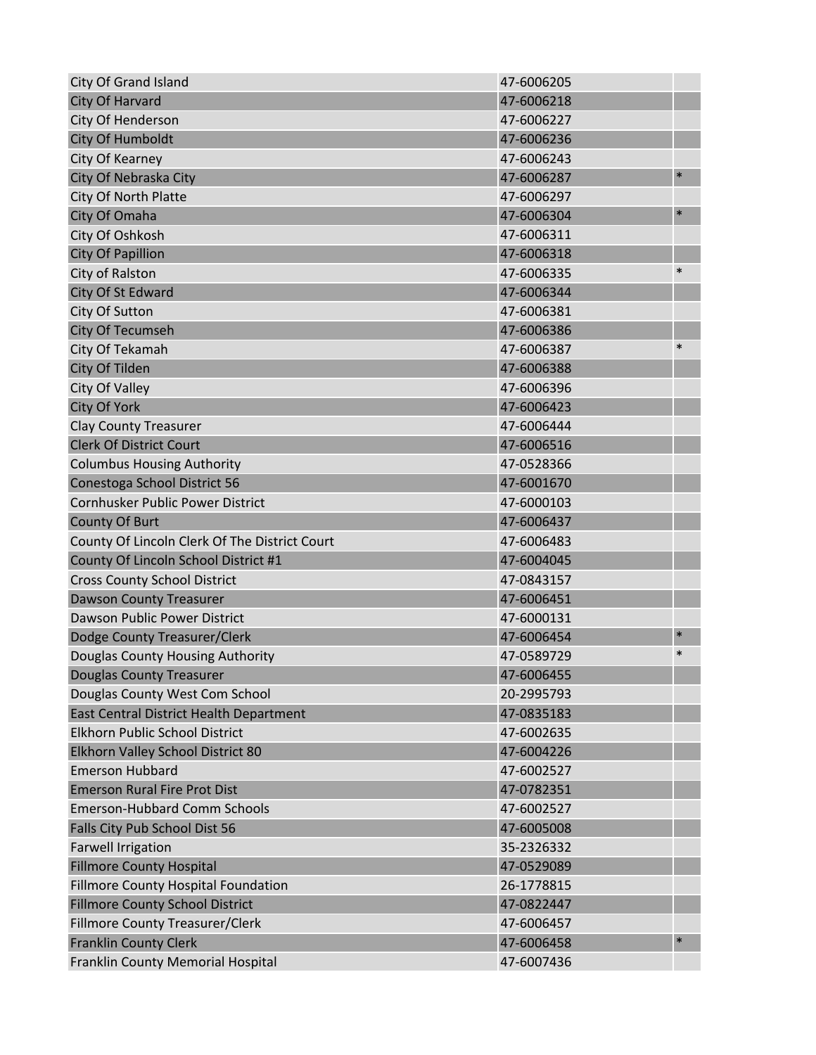| | | |
|---|---|---|
| City Of Grand Island | 47-6006205 | |
| City Of Harvard | 47-6006218 | |
| City Of Henderson | 47-6006227 | |
| City Of Humboldt | 47-6006236 | |
| City Of Kearney | 47-6006243 | |
| City Of Nebraska City | 47-6006287 | * |
| City Of North Platte | 47-6006297 | |
| City Of Omaha | 47-6006304 | * |
| City Of Oshkosh | 47-6006311 | |
| City Of Papillion | 47-6006318 | |
| City of Ralston | 47-6006335 | * |
| City Of St Edward | 47-6006344 | |
| City Of Sutton | 47-6006381 | |
| City Of Tecumseh | 47-6006386 | |
| City Of Tekamah | 47-6006387 | * |
| City Of Tilden | 47-6006388 | |
| City Of Valley | 47-6006396 | |
| City Of York | 47-6006423 | |
| Clay County Treasurer | 47-6006444 | |
| Clerk Of District Court | 47-6006516 | |
| Columbus Housing Authority | 47-0528366 | |
| Conestoga School District 56 | 47-6001670 | |
| Cornhusker Public Power District | 47-6000103 | |
| County Of Burt | 47-6006437 | |
| County Of Lincoln Clerk Of The District Court | 47-6006483 | |
| County Of Lincoln School District #1 | 47-6004045 | |
| Cross County School District | 47-0843157 | |
| Dawson County Treasurer | 47-6006451 | |
| Dawson Public Power District | 47-6000131 | |
| Dodge County Treasurer/Clerk | 47-6006454 | * |
| Douglas County Housing Authority | 47-0589729 | * |
| Douglas County Treasurer | 47-6006455 | |
| Douglas County West Com School | 20-2995793 | |
| East Central District Health Department | 47-0835183 | |
| Elkhorn Public School District | 47-6002635 | |
| Elkhorn Valley School District 80 | 47-6004226 | |
| Emerson Hubbard | 47-6002527 | |
| Emerson Rural Fire Prot Dist | 47-0782351 | |
| Emerson-Hubbard Comm Schools | 47-6002527 | |
| Falls City Pub School Dist 56 | 47-6005008 | |
| Farwell Irrigation | 35-2326332 | |
| Fillmore County Hospital | 47-0529089 | |
| Fillmore County Hospital Foundation | 26-1778815 | |
| Fillmore County School District | 47-0822447 | |
| Fillmore County Treasurer/Clerk | 47-6006457 | |
| Franklin County Clerk | 47-6006458 | * |
| Franklin County Memorial Hospital | 47-6007436 | |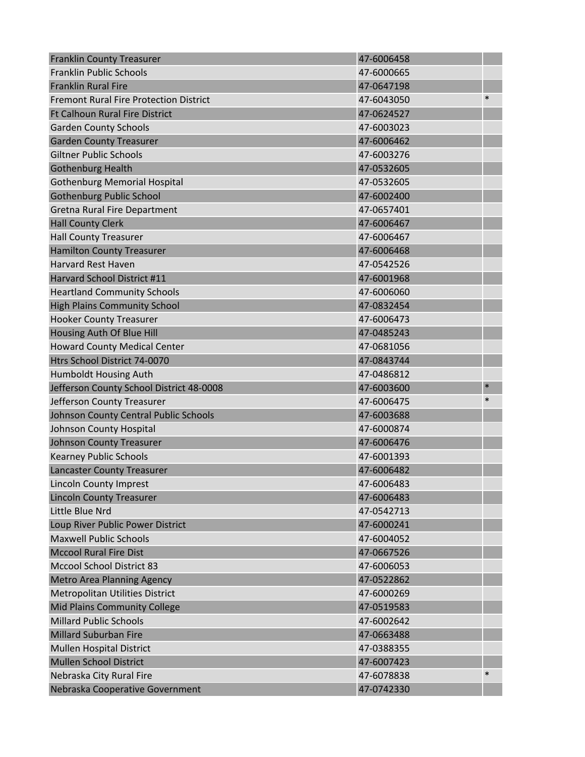| | | |
|---|---|---|
| Franklin County Treasurer | 47-6006458 | |
| Franklin Public Schools | 47-6000665 | |
| Franklin Rural Fire | 47-0647198 | |
| Fremont Rural Fire Protection District | 47-6043050 | * |
| Ft Calhoun Rural Fire District | 47-0624527 | |
| Garden County Schools | 47-6003023 | |
| Garden County Treasurer | 47-6006462 | |
| Giltner Public Schools | 47-6003276 | |
| Gothenburg Health | 47-0532605 | |
| Gothenburg Memorial Hospital | 47-0532605 | |
| Gothenburg Public School | 47-6002400 | |
| Gretna Rural Fire Department | 47-0657401 | |
| Hall County Clerk | 47-6006467 | |
| Hall County Treasurer | 47-6006467 | |
| Hamilton County Treasurer | 47-6006468 | |
| Harvard Rest Haven | 47-0542526 | |
| Harvard School District #11 | 47-6001968 | |
| Heartland Community Schools | 47-6006060 | |
| High Plains Community School | 47-0832454 | |
| Hooker County Treasurer | 47-6006473 | |
| Housing Auth Of Blue Hill | 47-0485243 | |
| Howard County Medical Center | 47-0681056 | |
| Htrs School District 74-0070 | 47-0843744 | |
| Humboldt Housing Auth | 47-0486812 | |
| Jefferson County School District 48-0008 | 47-6003600 | * |
| Jefferson County Treasurer | 47-6006475 | * |
| Johnson County Central Public Schools | 47-6003688 | |
| Johnson County Hospital | 47-6000874 | |
| Johnson County Treasurer | 47-6006476 | |
| Kearney Public Schools | 47-6001393 | |
| Lancaster County Treasurer | 47-6006482 | |
| Lincoln County Imprest | 47-6006483 | |
| Lincoln County Treasurer | 47-6006483 | |
| Little Blue Nrd | 47-0542713 | |
| Loup River Public Power District | 47-6000241 | |
| Maxwell Public Schools | 47-6004052 | |
| Mccool Rural Fire Dist | 47-0667526 | |
| Mccool School District 83 | 47-6006053 | |
| Metro Area Planning Agency | 47-0522862 | |
| Metropolitan Utilities District | 47-6000269 | |
| Mid Plains Community College | 47-0519583 | |
| Millard Public Schools | 47-6002642 | |
| Millard Suburban Fire | 47-0663488 | |
| Mullen Hospital District | 47-0388355 | |
| Mullen School District | 47-6007423 | |
| Nebraska City Rural Fire | 47-6078838 | * |
| Nebraska Cooperative Government | 47-0742330 | |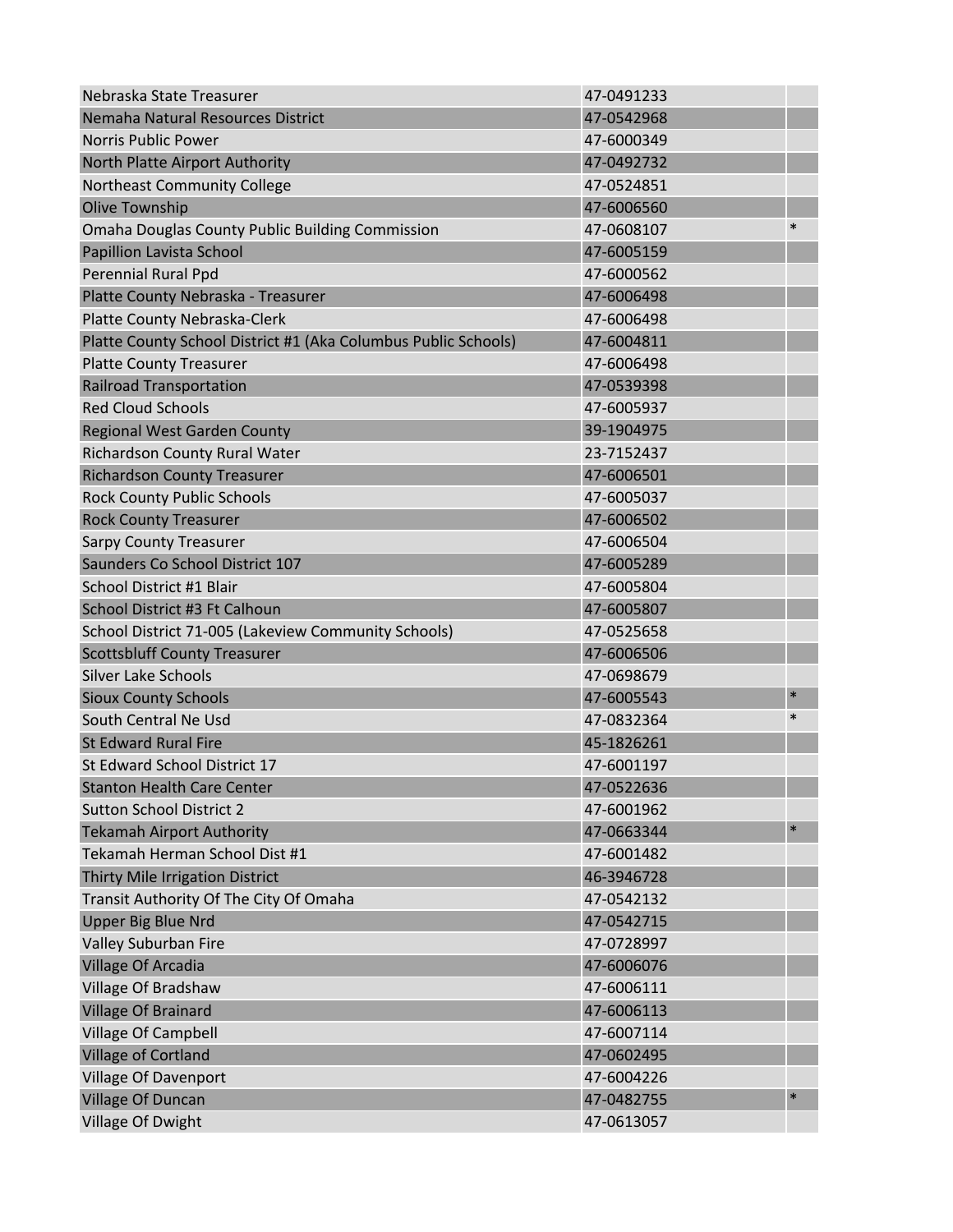| | | |
|---|---|---|
| Nebraska State Treasurer | 47-0491233 | |
| Nemaha Natural Resources District | 47-0542968 | |
| Norris Public Power | 47-6000349 | |
| North Platte Airport Authority | 47-0492732 | |
| Northeast Community College | 47-0524851 | |
| Olive Township | 47-6006560 | |
| Omaha Douglas County Public Building Commission | 47-0608107 | * |
| Papillion Lavista School | 47-6005159 | |
| Perennial Rural Ppd | 47-6000562 | |
| Platte County Nebraska - Treasurer | 47-6006498 | |
| Platte County Nebraska-Clerk | 47-6006498 | |
| Platte County School District #1 (Aka Columbus Public Schools) | 47-6004811 | |
| Platte County Treasurer | 47-6006498 | |
| Railroad Transportation | 47-0539398 | |
| Red Cloud Schools | 47-6005937 | |
| Regional West Garden County | 39-1904975 | |
| Richardson County Rural Water | 23-7152437 | |
| Richardson County Treasurer | 47-6006501 | |
| Rock County Public Schools | 47-6005037 | |
| Rock County Treasurer | 47-6006502 | |
| Sarpy County Treasurer | 47-6006504 | |
| Saunders Co School District 107 | 47-6005289 | |
| School District #1 Blair | 47-6005804 | |
| School District #3 Ft Calhoun | 47-6005807 | |
| School District 71-005 (Lakeview Community Schools) | 47-0525658 | |
| Scottsbluff County Treasurer | 47-6006506 | |
| Silver Lake Schools | 47-0698679 | |
| Sioux County Schools | 47-6005543 | * |
| South Central Ne Usd | 47-0832364 | * |
| St Edward Rural Fire | 45-1826261 | |
| St Edward School District 17 | 47-6001197 | |
| Stanton Health Care Center | 47-0522636 | |
| Sutton School District 2 | 47-6001962 | |
| Tekamah Airport Authority | 47-0663344 | * |
| Tekamah Herman School Dist #1 | 47-6001482 | |
| Thirty Mile Irrigation District | 46-3946728 | |
| Transit Authority Of The City Of Omaha | 47-0542132 | |
| Upper Big Blue Nrd | 47-0542715 | |
| Valley Suburban Fire | 47-0728997 | |
| Village Of Arcadia | 47-6006076 | |
| Village Of Bradshaw | 47-6006111 | |
| Village Of Brainard | 47-6006113 | |
| Village Of Campbell | 47-6007114 | |
| Village of Cortland | 47-0602495 | |
| Village Of Davenport | 47-6004226 | |
| Village Of Duncan | 47-0482755 | * |
| Village Of Dwight | 47-0613057 | |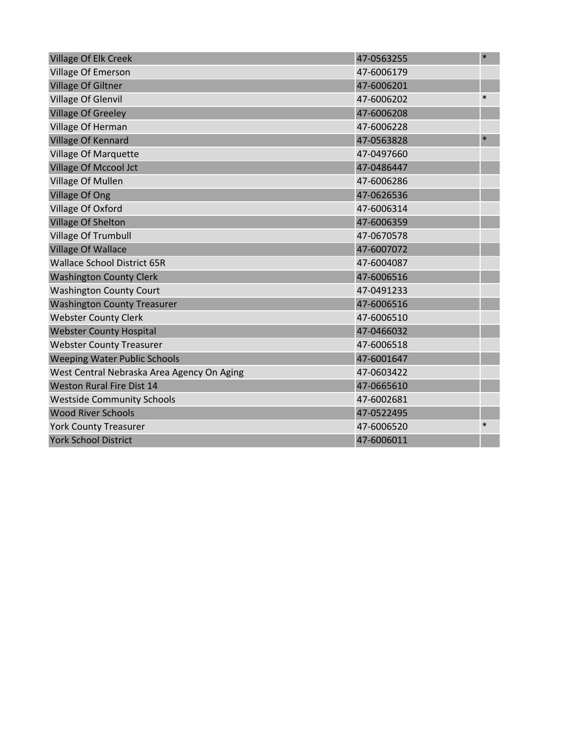| | | |
|---|---|---|
| Village Of Elk Creek | 47-0563255 | * |
| Village Of Emerson | 47-6006179 | |
| Village Of Giltner | 47-6006201 | |
| Village Of Glenvil | 47-6006202 | * |
| Village Of Greeley | 47-6006208 | |
| Village Of Herman | 47-6006228 | |
| Village Of Kennard | 47-0563828 | * |
| Village Of Marquette | 47-0497660 | |
| Village Of Mccool Jct | 47-0486447 | |
| Village Of Mullen | 47-6006286 | |
| Village Of Ong | 47-0626536 | |
| Village Of Oxford | 47-6006314 | |
| Village Of Shelton | 47-6006359 | |
| Village Of Trumbull | 47-0670578 | |
| Village Of Wallace | 47-6007072 | |
| Wallace School District 65R | 47-6004087 | |
| Washington County Clerk | 47-6006516 | |
| Washington County Court | 47-0491233 | |
| Washington County Treasurer | 47-6006516 | |
| Webster County Clerk | 47-6006510 | |
| Webster County Hospital | 47-0466032 | |
| Webster County Treasurer | 47-6006518 | |
| Weeping Water Public Schools | 47-6001647 | |
| West Central Nebraska Area Agency On Aging | 47-0603422 | |
| Weston Rural Fire Dist 14 | 47-0665610 | |
| Westside Community Schools | 47-6002681 | |
| Wood River Schools | 47-0522495 | |
| York County Treasurer | 47-6006520 | * |
| York School District | 47-6006011 | |